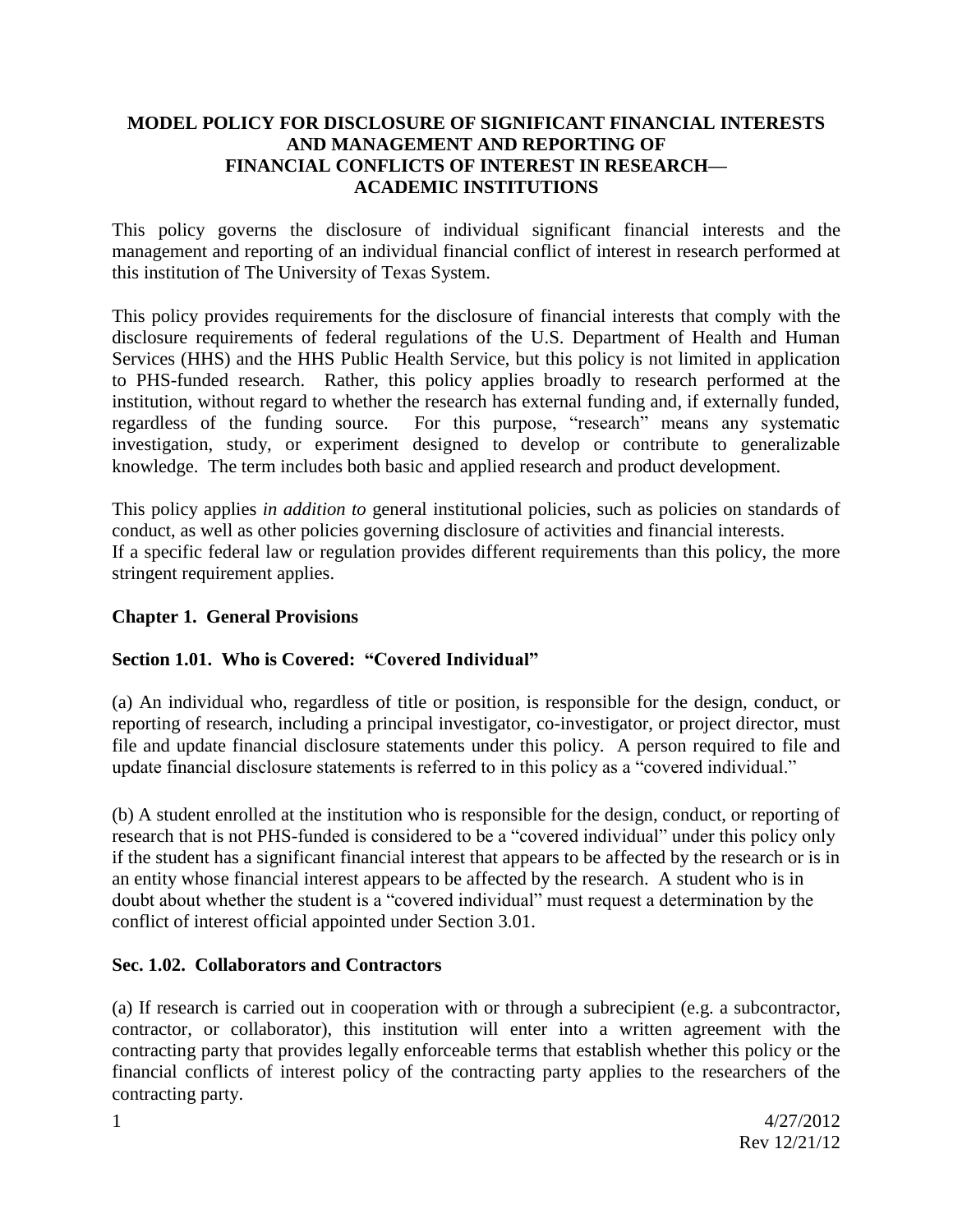# MODEL POLICY FOR DISCLOSURE OF SIGNIFICANT FINANCIAL INTERESTS AND MANAGEMENT AND REPORTING OF FINANCIAL CONFLICTS OF INTEREST IN RESEARCH— ACADEMIC INSTITUTIONS

This policy governs the disclosure of individual significant financial interests and the management and reporting of an individual financial conflict of interest in research performed at this institution of The University of Texas System.

This policy provides requirements for the disclosure of financial interests that comply with the disclosure requirements of federal regulations of the U.S. Department of Health and Human Services (HHS) and the HHS Public Health Service, but this policy is not limited in application to PHS-funded research. Rather, this policy applies broadly to research performed at the institution, without regard to whether the research has external funding and, if externally funded, regardless of the funding source. For this purpose, "research" means any systematic investigation, study, or experiment designed to develop or contribute to generalizable knowledge. The term includes both basic and applied research and product development.

This policy applies *in addition to* general institutional policies, such as policies on standards of conduct, as well as other policies governing disclosure of activities and financial interests. If a specific federal law or regulation provides different requirements than this policy, the more stringent requirement applies.

## Chapter 1. General Provisions

### Section 1.01. Who is Covered: "Covered Individual"

(a) An individual who, regardless of title or position, is responsible for the design, conduct, or reporting of research, including a principal investigator, co-investigator, or project director, must file and update financial disclosure statements under this policy. A person required to file and update financial disclosure statements is referred to in this policy as a "covered individual."

(b) A student enrolled at the institution who is responsible for the design, conduct, or reporting of research that is not PHS-funded is considered to be a "covered individual" under this policy only if the student has a significant financial interest that appears to be affected by the research or is in an entity whose financial interest appears to be affected by the research. A student who is in doubt about whether the student is a "covered individual" must request a determination by the conflict of interest official appointed under Section 3.01.

### Sec. 1.02. Collaborators and Contractors

(a) If research is carried out in cooperation with or through a subrecipient (e.g. a subcontractor, contractor, or collaborator), this institution will enter into a written agreement with the contracting party that provides legally enforceable terms that establish whether this policy or the financial conflicts of interest policy of the contracting party applies to the researchers of the contracting party.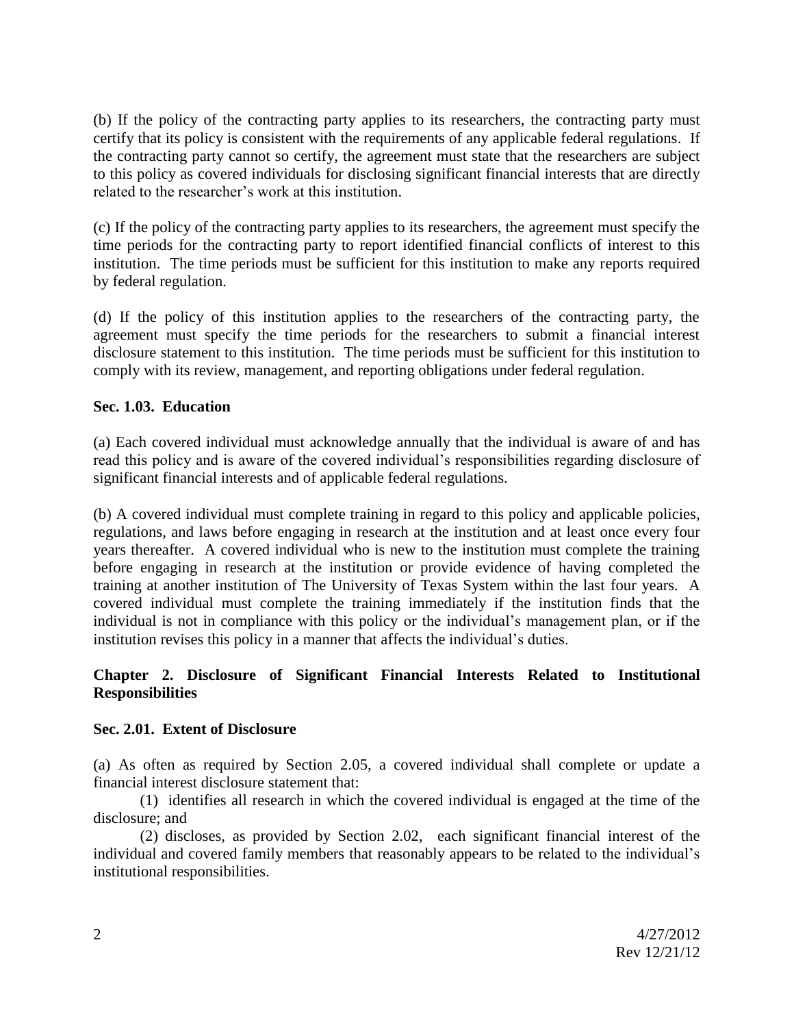(b) If the policy of the contracting party applies to its researchers, the contracting party must certify that its policy is consistent with the requirements of any applicable federal regulations. If the contracting party cannot so certify, the agreement must state that the researchers are subject to this policy as covered individuals for disclosing significant financial interests that are directly related to the researcher's work at this institution.

(c) If the policy of the contracting party applies to its researchers, the agreement must specify the time periods for the contracting party to report identified financial conflicts of interest to this institution. The time periods must be sufficient for this institution to make any reports required by federal regulation.

(d) If the policy of this institution applies to the researchers of the contracting party, the agreement must specify the time periods for the researchers to submit a financial interest disclosure statement to this institution. The time periods must be sufficient for this institution to comply with its review, management, and reporting obligations under federal regulation.

**Sec. 1.03. Education**

(a) Each covered individual must acknowledge annually that the individual is aware of and has read this policy and is aware of the covered individual's responsibilities regarding disclosure of significant financial interests and of applicable federal regulations.

(b) A covered individual must complete training in regard to this policy and applicable policies, regulations, and laws before engaging in research at the institution and at least once every four years thereafter. A covered individual who is new to the institution must complete the training before engaging in research at the institution or provide evidence of having completed the training at another institution of The University of Texas System within the last four years. A covered individual must complete the training immediately if the institution finds that the individual is not in compliance with this policy or the individual's management plan, or if the institution revises this policy in a manner that affects the individual's duties.

## Chapter 2. Disclosure of Significant Financial Interests Related to Institutional Responsibilities

**Sec. 2.01. Extent of Disclosure**

(a) As often as required by Section 2.05, a covered individual shall complete or update a financial interest disclosure statement that:

(1) identifies all research in which the covered individual is engaged at the time of the disclosure; and

(2) discloses, as provided by Section 2.02, each significant financial interest of the individual and covered family members that reasonably appears to be related to the individual's institutional responsibilities.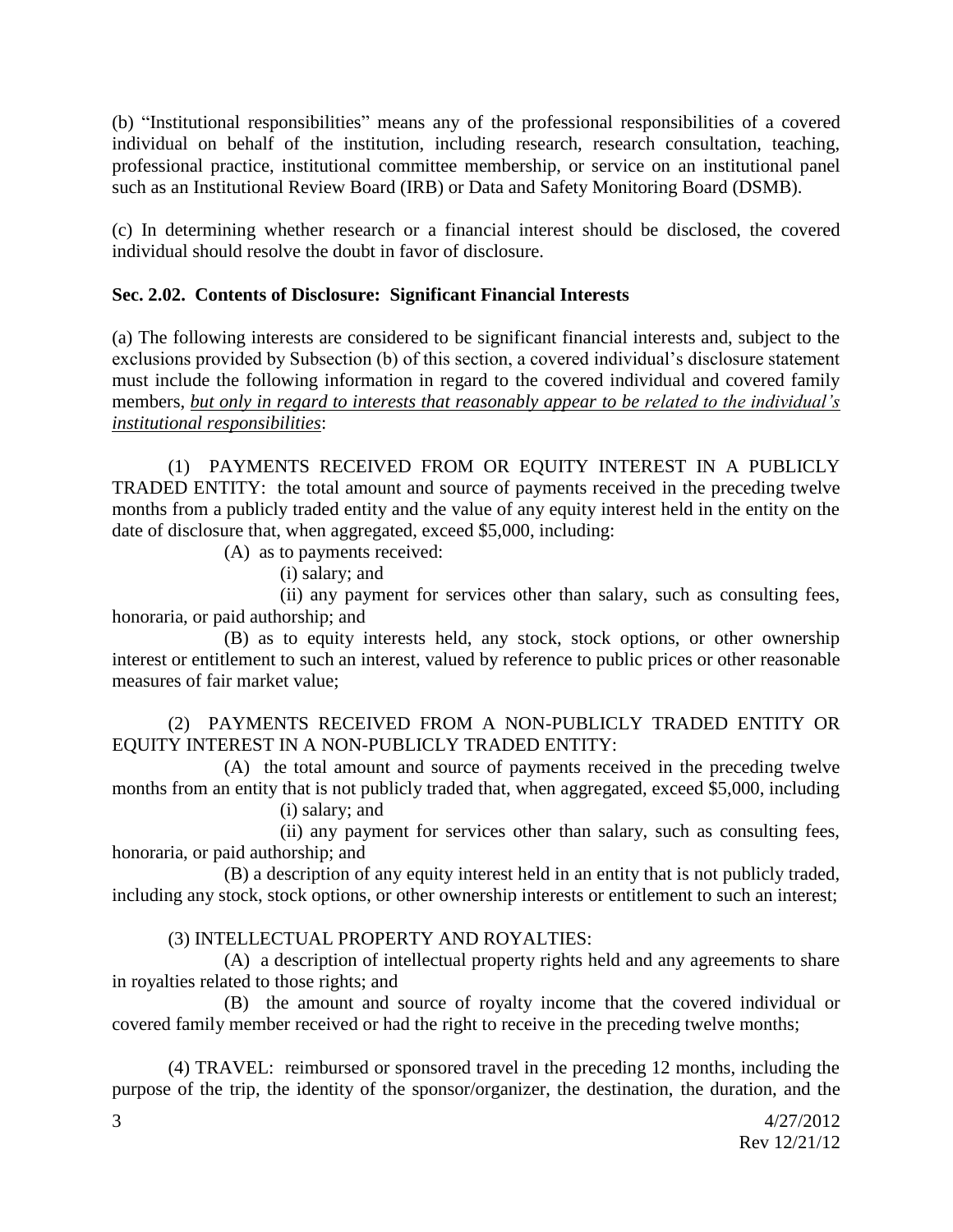(b) "Institutional responsibilities" means any of the professional responsibilities of a covered individual on behalf of the institution, including research, research consultation, teaching, professional practice, institutional committee membership, or service on an institutional panel such as an Institutional Review Board (IRB) or Data and Safety Monitoring Board (DSMB).

(c) In determining whether research or a financial interest should be disclosed, the covered individual should resolve the doubt in favor of disclosure.

**Sec. 2.02. Contents of Disclosure: Significant Financial Interests**

(a) The following interests are considered to be significant financial interests and, subject to the exclusions provided by Subsection (b) of this section, a covered individual's disclosure statement must include the following information in regard to the covered individual and covered family members, *but only in regard to interests that reasonably appear to be related to the individual's institutional responsibilities*:

(1) PAYMENTS RECEIVED FROM OR EQUITY INTEREST IN A PUBLICLY TRADED ENTITY: the total amount and source of payments received in the preceding twelve months from a publicly traded entity and the value of any equity interest held in the entity on the date of disclosure that, when aggregated, exceed $5,000, including:

(A) as to payments received:

(i) salary; and

(ii) any payment for services other than salary, such as consulting fees, honoraria, or paid authorship; and

(B) as to equity interests held, any stock, stock options, or other ownership interest or entitlement to such an interest, valued by reference to public prices or other reasonable measures of fair market value;

(2) PAYMENTS RECEIVED FROM A NON-PUBLICLY TRADED ENTITY OR EQUITY INTEREST IN A NON-PUBLICLY TRADED ENTITY:

(A) the total amount and source of payments received in the preceding twelve months from an entity that is not publicly traded that, when aggregated, exceed $5,000, including

(i) salary; and

(ii) any payment for services other than salary, such as consulting fees, honoraria, or paid authorship; and

(B) a description of any equity interest held in an entity that is not publicly traded, including any stock, stock options, or other ownership interests or entitlement to such an interest;

(3) INTELLECTUAL PROPERTY AND ROYALTIES:

(A) a description of intellectual property rights held and any agreements to share in royalties related to those rights; and

(B) the amount and source of royalty income that the covered individual or covered family member received or had the right to receive in the preceding twelve months;

(4) TRAVEL: reimbursed or sponsored travel in the preceding 12 months, including the purpose of the trip, the identity of the sponsor/organizer, the destination, the duration, and the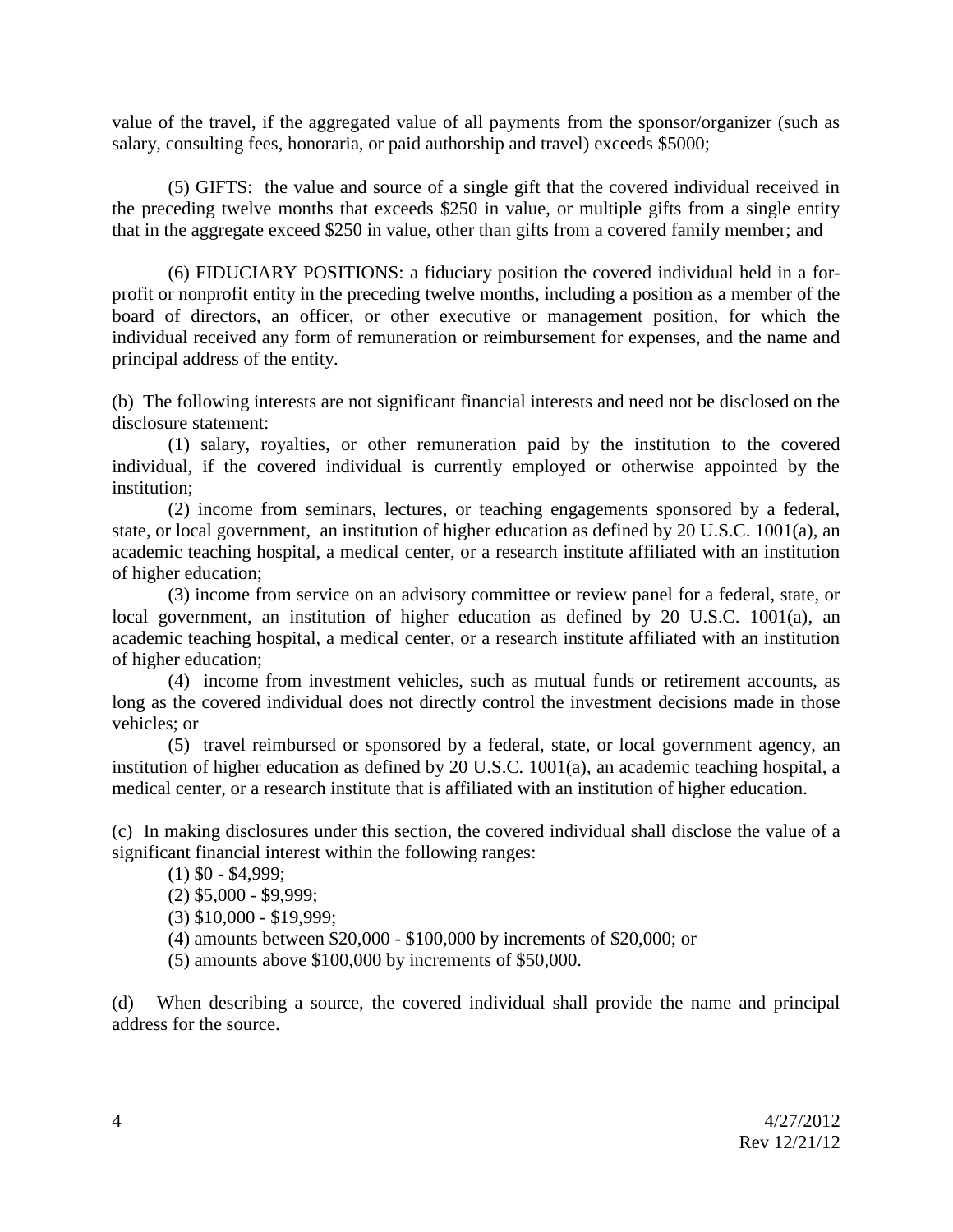value of the travel, if the aggregated value of all payments from the sponsor/organizer (such as salary, consulting fees, honoraria, or paid authorship and travel) exceeds $5000;

(5) GIFTS: the value and source of a single gift that the covered individual received in the preceding twelve months that exceeds $250 in value, or multiple gifts from a single entity that in the aggregate exceed $250 in value, other than gifts from a covered family member; and

(6) FIDUCIARY POSITIONS: a fiduciary position the covered individual held in a for-profit or nonprofit entity in the preceding twelve months, including a position as a member of the board of directors, an officer, or other executive or management position, for which the individual received any form of remuneration or reimbursement for expenses, and the name and principal address of the entity.

(b) The following interests are not significant financial interests and need not be disclosed on the disclosure statement:

(1) salary, royalties, or other remuneration paid by the institution to the covered individual, if the covered individual is currently employed or otherwise appointed by the institution;

(2) income from seminars, lectures, or teaching engagements sponsored by a federal, state, or local government, an institution of higher education as defined by 20 U.S.C. 1001(a), an academic teaching hospital, a medical center, or a research institute affiliated with an institution of higher education;

(3) income from service on an advisory committee or review panel for a federal, state, or local government, an institution of higher education as defined by 20 U.S.C. 1001(a), an academic teaching hospital, a medical center, or a research institute affiliated with an institution of higher education;

(4) income from investment vehicles, such as mutual funds or retirement accounts, as long as the covered individual does not directly control the investment decisions made in those vehicles; or

(5) travel reimbursed or sponsored by a federal, state, or local government agency, an institution of higher education as defined by 20 U.S.C. 1001(a), an academic teaching hospital, a medical center, or a research institute that is affiliated with an institution of higher education.

(c) In making disclosures under this section, the covered individual shall disclose the value of a significant financial interest within the following ranges:

(1) $0 - $4,999;

(2) $5,000 - $9,999;

(3) $10,000 - $19,999;

(4) amounts between $20,000 - $100,000 by increments of $20,000; or

(5) amounts above $100,000 by increments of $50,000.

(d) When describing a source, the covered individual shall provide the name and principal address for the source.

4/27/2012
Rev 12/21/12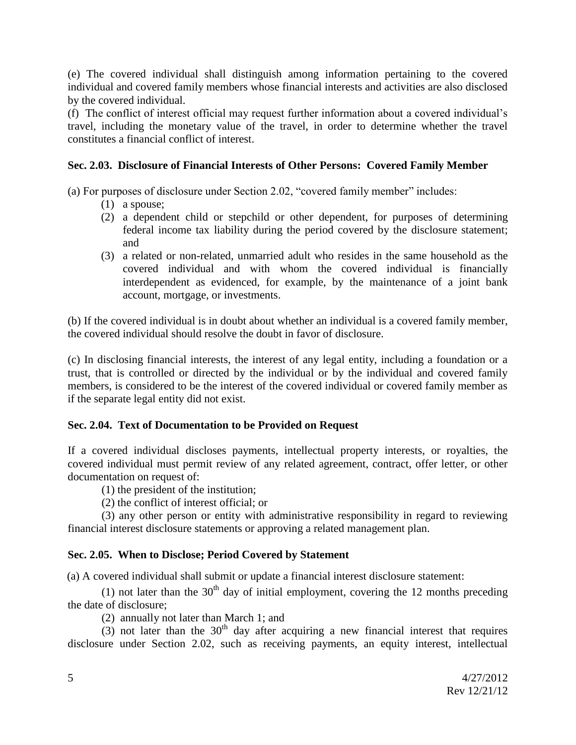(e) The covered individual shall distinguish among information pertaining to the covered individual and covered family members whose financial interests and activities are also disclosed by the covered individual.

(f) The conflict of interest official may request further information about a covered individual's travel, including the monetary value of the travel, in order to determine whether the travel constitutes a financial conflict of interest.

### Sec. 2.03. Disclosure of Financial Interests of Other Persons: Covered Family Member

(a) For purposes of disclosure under Section 2.02, "covered family member" includes:

(1) a spouse;

(2) a dependent child or stepchild or other dependent, for purposes of determining federal income tax liability during the period covered by the disclosure statement; and

(3) a related or non-related, unmarried adult who resides in the same household as the covered individual and with whom the covered individual is financially interdependent as evidenced, for example, by the maintenance of a joint bank account, mortgage, or investments.

(b) If the covered individual is in doubt about whether an individual is a covered family member, the covered individual should resolve the doubt in favor of disclosure.

(c) In disclosing financial interests, the interest of any legal entity, including a foundation or a trust, that is controlled or directed by the individual or by the individual and covered family members, is considered to be the interest of the covered individual or covered family member as if the separate legal entity did not exist.

### Sec. 2.04. Text of Documentation to be Provided on Request

If a covered individual discloses payments, intellectual property interests, or royalties, the covered individual must permit review of any related agreement, contract, offer letter, or other documentation on request of:

(1) the president of the institution;

(2) the conflict of interest official; or

(3) any other person or entity with administrative responsibility in regard to reviewing financial interest disclosure statements or approving a related management plan.

### Sec. 2.05. When to Disclose; Period Covered by Statement

(a) A covered individual shall submit or update a financial interest disclosure statement:

(1) not later than the 30th day of initial employment, covering the 12 months preceding the date of disclosure;

(2) annually not later than March 1; and

(3) not later than the 30th day after acquiring a new financial interest that requires disclosure under Section 2.02, such as receiving payments, an equity interest, intellectual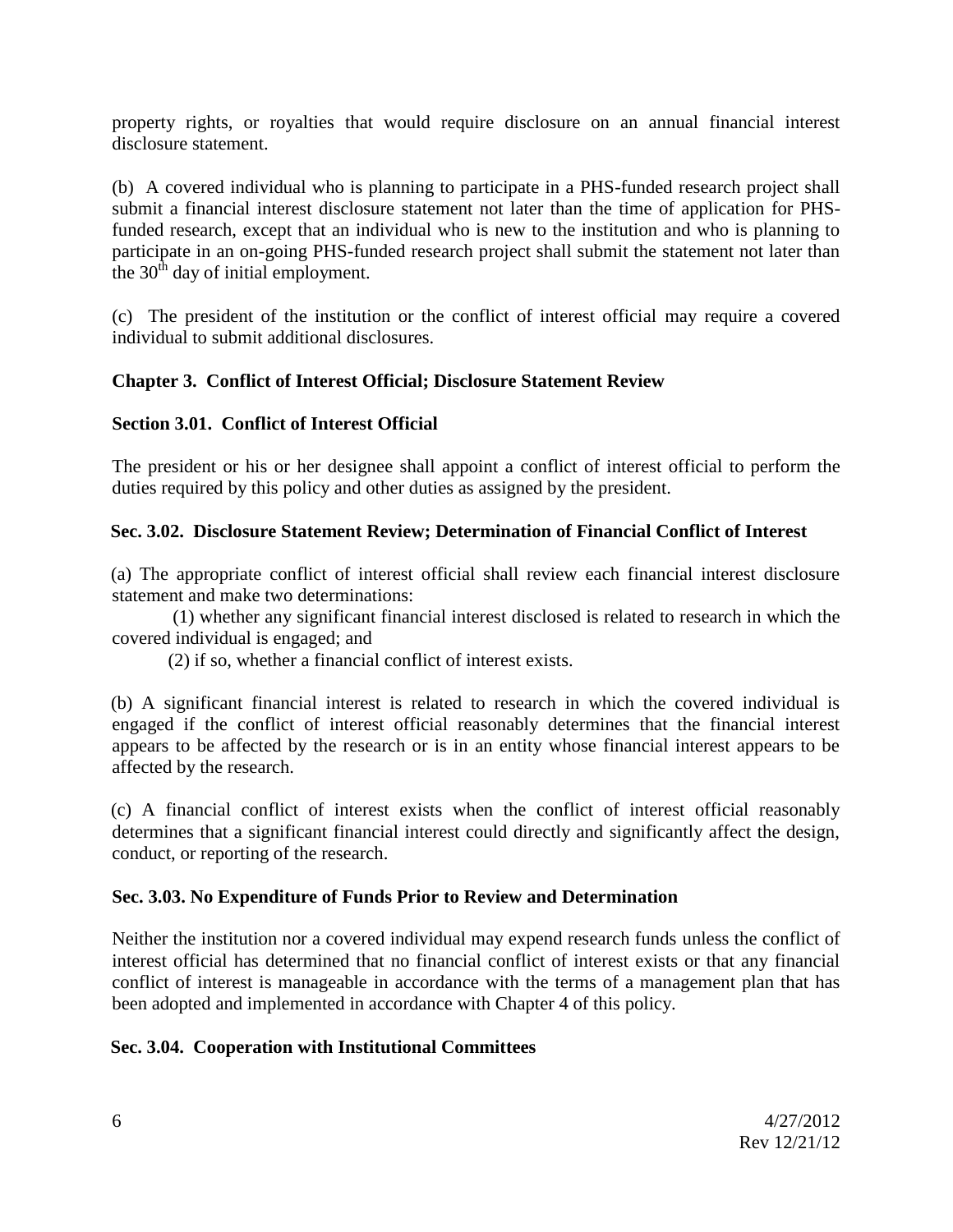property rights, or royalties that would require disclosure on an annual financial interest disclosure statement.

(b) A covered individual who is planning to participate in a PHS-funded research project shall submit a financial interest disclosure statement not later than the time of application for PHS-funded research, except that an individual who is new to the institution and who is planning to participate in an on-going PHS-funded research project shall submit the statement not later than the 30th day of initial employment.

(c) The president of the institution or the conflict of interest official may require a covered individual to submit additional disclosures.

## Chapter 3. Conflict of Interest Official; Disclosure Statement Review

### Section 3.01. Conflict of Interest Official

The president or his or her designee shall appoint a conflict of interest official to perform the duties required by this policy and other duties as assigned by the president.

### Sec. 3.02. Disclosure Statement Review; Determination of Financial Conflict of Interest

(a) The appropriate conflict of interest official shall review each financial interest disclosure statement and make two determinations:

(1) whether any significant financial interest disclosed is related to research in which the covered individual is engaged; and

(2) if so, whether a financial conflict of interest exists.

(b) A significant financial interest is related to research in which the covered individual is engaged if the conflict of interest official reasonably determines that the financial interest appears to be affected by the research or is in an entity whose financial interest appears to be affected by the research.

(c) A financial conflict of interest exists when the conflict of interest official reasonably determines that a significant financial interest could directly and significantly affect the design, conduct, or reporting of the research.

### Sec. 3.03. No Expenditure of Funds Prior to Review and Determination

Neither the institution nor a covered individual may expend research funds unless the conflict of interest official has determined that no financial conflict of interest exists or that any financial conflict of interest is manageable in accordance with the terms of a management plan that has been adopted and implemented in accordance with Chapter 4 of this policy.

### Sec. 3.04. Cooperation with Institutional Committees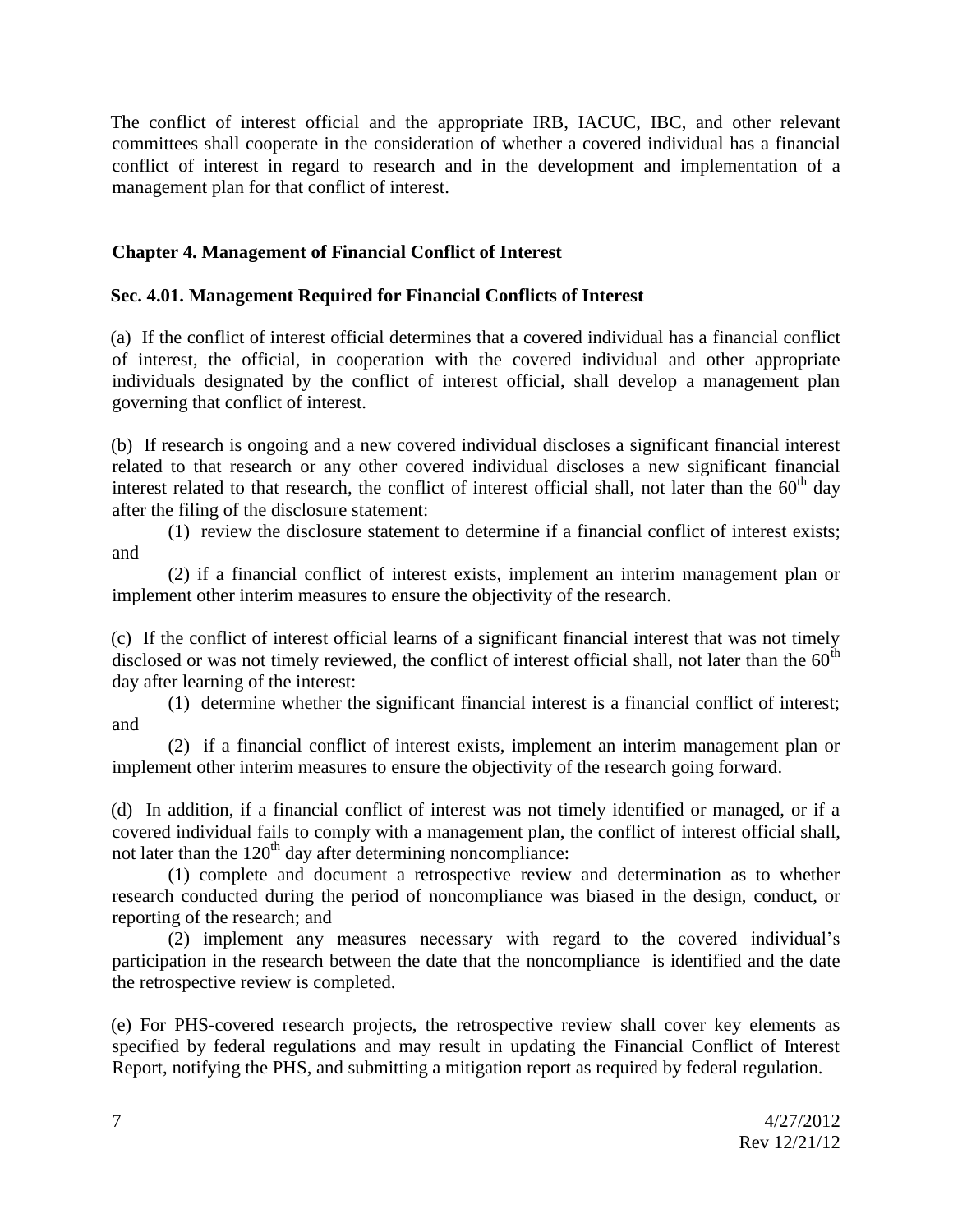The conflict of interest official and the appropriate IRB, IACUC, IBC, and other relevant committees shall cooperate in the consideration of whether a covered individual has a financial conflict of interest in regard to research and in the development and implementation of a management plan for that conflict of interest.

## Chapter 4. Management of Financial Conflict of Interest

### Sec. 4.01. Management Required for Financial Conflicts of Interest

(a) If the conflict of interest official determines that a covered individual has a financial conflict of interest, the official, in cooperation with the covered individual and other appropriate individuals designated by the conflict of interest official, shall develop a management plan governing that conflict of interest.

(b) If research is ongoing and a new covered individual discloses a significant financial interest related to that research or any other covered individual discloses a new significant financial interest related to that research, the conflict of interest official shall, not later than the 60th day after the filing of the disclosure statement:

(1) review the disclosure statement to determine if a financial conflict of interest exists; and

(2) if a financial conflict of interest exists, implement an interim management plan or implement other interim measures to ensure the objectivity of the research.

(c) If the conflict of interest official learns of a significant financial interest that was not timely disclosed or was not timely reviewed, the conflict of interest official shall, not later than the 60th day after learning of the interest:

(1) determine whether the significant financial interest is a financial conflict of interest; and

(2) if a financial conflict of interest exists, implement an interim management plan or implement other interim measures to ensure the objectivity of the research going forward.

(d) In addition, if a financial conflict of interest was not timely identified or managed, or if a covered individual fails to comply with a management plan, the conflict of interest official shall, not later than the 120th day after determining noncompliance:

(1) complete and document a retrospective review and determination as to whether research conducted during the period of noncompliance was biased in the design, conduct, or reporting of the research; and

(2) implement any measures necessary with regard to the covered individual's participation in the research between the date that the noncompliance is identified and the date the retrospective review is completed.

(e) For PHS-covered research projects, the retrospective review shall cover key elements as specified by federal regulations and may result in updating the Financial Conflict of Interest Report, notifying the PHS, and submitting a mitigation report as required by federal regulation.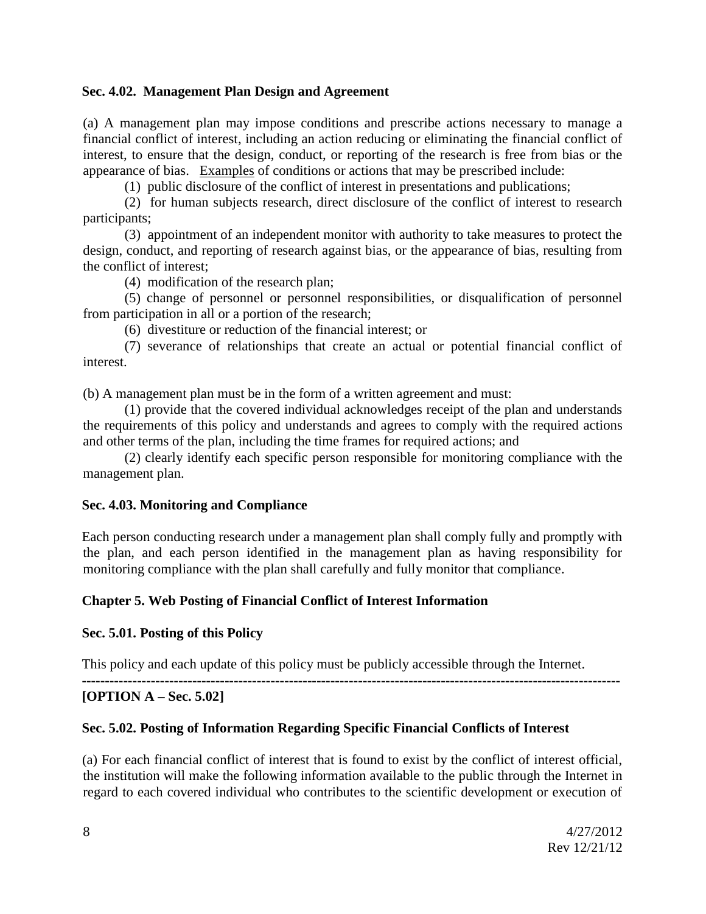**Sec. 4.02. Management Plan Design and Agreement**

(a) A management plan may impose conditions and prescribe actions necessary to manage a financial conflict of interest, including an action reducing or eliminating the financial conflict of interest, to ensure that the design, conduct, or reporting of the research is free from bias or the appearance of bias. Examples of conditions or actions that may be prescribed include:

(1) public disclosure of the conflict of interest in presentations and publications;

(2) for human subjects research, direct disclosure of the conflict of interest to research participants;

(3) appointment of an independent monitor with authority to take measures to protect the design, conduct, and reporting of research against bias, or the appearance of bias, resulting from the conflict of interest;

(4) modification of the research plan;

(5) change of personnel or personnel responsibilities, or disqualification of personnel from participation in all or a portion of the research;

(6) divestiture or reduction of the financial interest; or

(7) severance of relationships that create an actual or potential financial conflict of interest.

(b) A management plan must be in the form of a written agreement and must:

(1) provide that the covered individual acknowledges receipt of the plan and understands the requirements of this policy and understands and agrees to comply with the required actions and other terms of the plan, including the time frames for required actions; and

(2) clearly identify each specific person responsible for monitoring compliance with the management plan.

**Sec. 4.03. Monitoring and Compliance**

Each person conducting research under a management plan shall comply fully and promptly with the plan, and each person identified in the management plan as having responsibility for monitoring compliance with the plan shall carefully and fully monitor that compliance.

**Chapter 5. Web Posting of Financial Conflict of Interest Information**

**Sec. 5.01. Posting of this Policy**

This policy and each update of this policy must be publicly accessible through the Internet.

---

**[OPTION A – Sec. 5.02]**

**Sec. 5.02. Posting of Information Regarding Specific Financial Conflicts of Interest**

(a) For each financial conflict of interest that is found to exist by the conflict of interest official, the institution will make the following information available to the public through the Internet in regard to each covered individual who contributes to the scientific development or execution of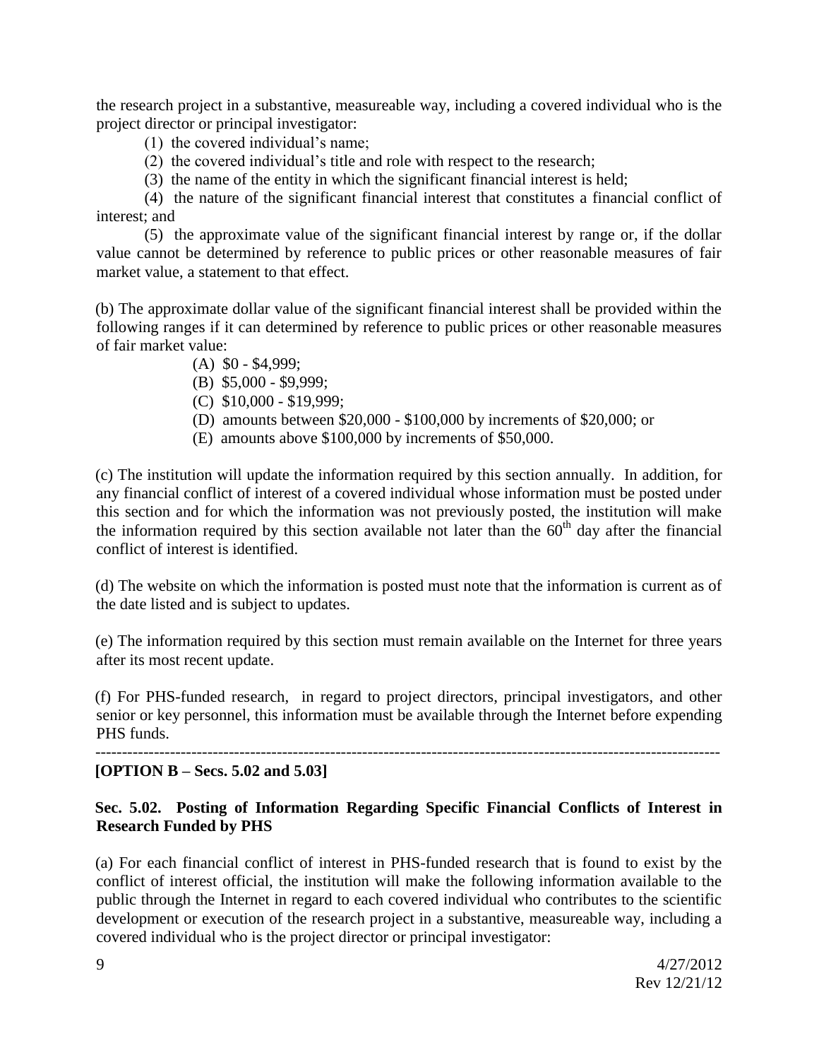the research project in a substantive, measureable way, including a covered individual who is the project director or principal investigator:

(1) the covered individual's name;

(2) the covered individual's title and role with respect to the research;

(3) the name of the entity in which the significant financial interest is held;

(4) the nature of the significant financial interest that constitutes a financial conflict of interest; and

(5) the approximate value of the significant financial interest by range or, if the dollar value cannot be determined by reference to public prices or other reasonable measures of fair market value, a statement to that effect.

(b) The approximate dollar value of the significant financial interest shall be provided within the following ranges if it can determined by reference to public prices or other reasonable measures of fair market value:

(A) \$0 - \$4,999;

(B) \$5,000 - \$9,999;

(C) \$10,000 - \$19,999;

(D) amounts between \$20,000 - \$100,000 by increments of \$20,000; or

(E) amounts above \$100,000 by increments of \$50,000.

(c) The institution will update the information required by this section annually. In addition, for any financial conflict of interest of a covered individual whose information must be posted under this section and for which the information was not previously posted, the institution will make the information required by this section available not later than the 60th day after the financial conflict of interest is identified.

(d) The website on which the information is posted must note that the information is current as of the date listed and is subject to updates.

(e) The information required by this section must remain available on the Internet for three years after its most recent update.

(f) For PHS-funded research, in regard to project directors, principal investigators, and other senior or key personnel, this information must be available through the Internet before expending PHS funds.

---

**[OPTION B – Secs. 5.02 and 5.03]**

**Sec. 5.02. Posting of Information Regarding Specific Financial Conflicts of Interest in Research Funded by PHS**

(a) For each financial conflict of interest in PHS-funded research that is found to exist by the conflict of interest official, the institution will make the following information available to the public through the Internet in regard to each covered individual who contributes to the scientific development or execution of the research project in a substantive, measureable way, including a covered individual who is the project director or principal investigator: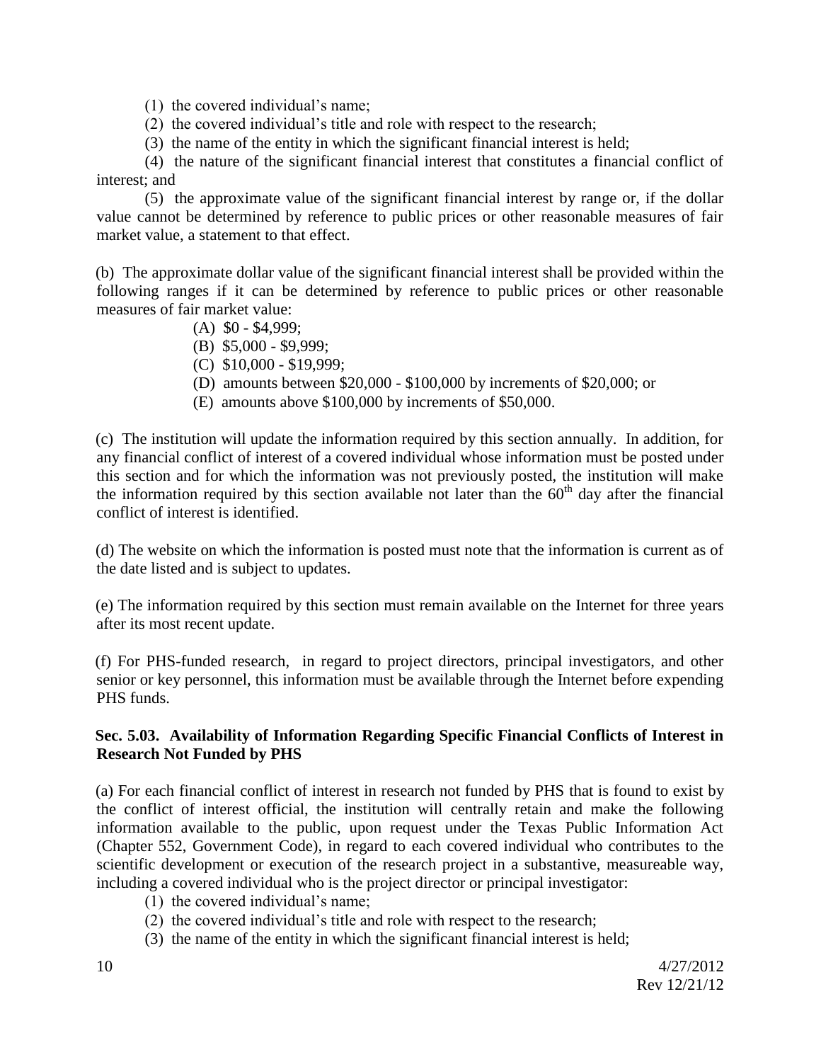(1) the covered individual's name;

(2) the covered individual's title and role with respect to the research;

(3) the name of the entity in which the significant financial interest is held;

(4) the nature of the significant financial interest that constitutes a financial conflict of interest; and

(5) the approximate value of the significant financial interest by range or, if the dollar value cannot be determined by reference to public prices or other reasonable measures of fair market value, a statement to that effect.

(b) The approximate dollar value of the significant financial interest shall be provided within the following ranges if it can be determined by reference to public prices or other reasonable measures of fair market value:

(A) $0 - $4,999;

(B) $5,000 - $9,999;

(C) $10,000 - $19,999;

(D) amounts between $20,000 - $100,000 by increments of $20,000; or

(E) amounts above $100,000 by increments of $50,000.

(c) The institution will update the information required by this section annually. In addition, for any financial conflict of interest of a covered individual whose information must be posted under this section and for which the information was not previously posted, the institution will make the information required by this section available not later than the 60th day after the financial conflict of interest is identified.

(d) The website on which the information is posted must note that the information is current as of the date listed and is subject to updates.

(e) The information required by this section must remain available on the Internet for three years after its most recent update.

(f) For PHS-funded research, in regard to project directors, principal investigators, and other senior or key personnel, this information must be available through the Internet before expending PHS funds.

**Sec. 5.03. Availability of Information Regarding Specific Financial Conflicts of Interest in Research Not Funded by PHS**

(a) For each financial conflict of interest in research not funded by PHS that is found to exist by the conflict of interest official, the institution will centrally retain and make the following information available to the public, upon request under the Texas Public Information Act (Chapter 552, Government Code), in regard to each covered individual who contributes to the scientific development or execution of the research project in a substantive, measureable way, including a covered individual who is the project director or principal investigator:

(1) the covered individual's name;

(2) the covered individual's title and role with respect to the research;

(3) the name of the entity in which the significant financial interest is held;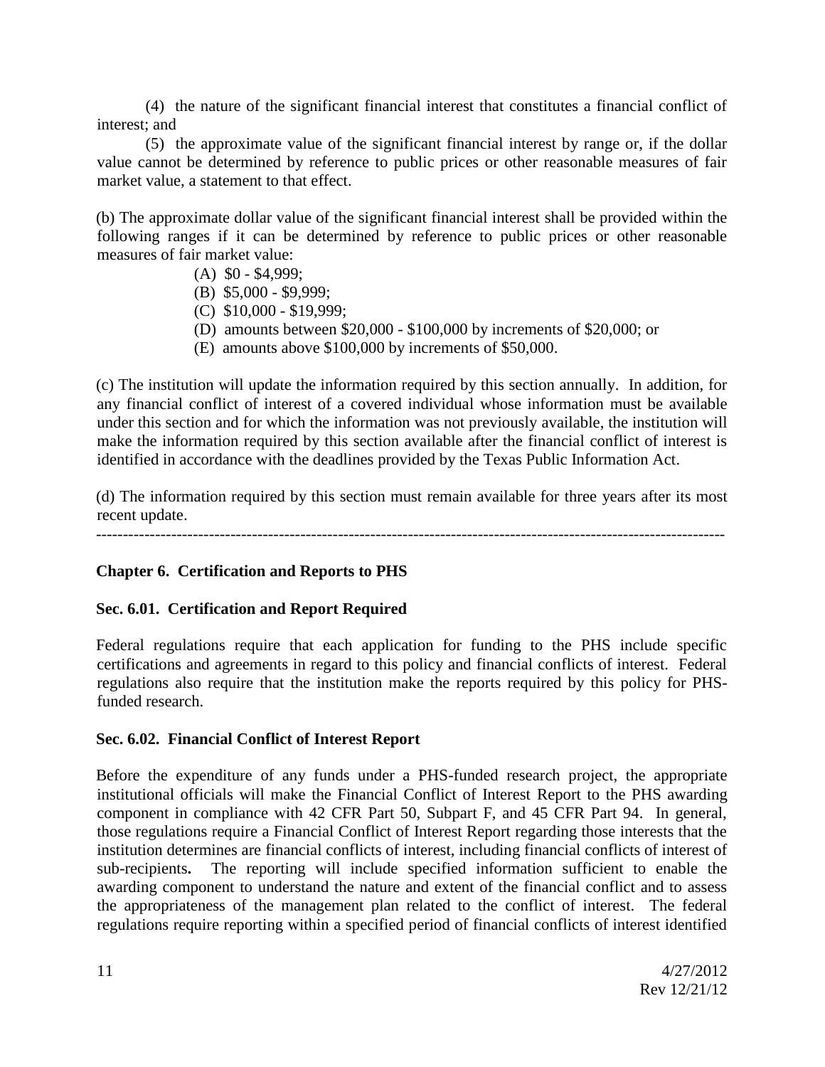(4) the nature of the significant financial interest that constitutes a financial conflict of interest; and

(5) the approximate value of the significant financial interest by range or, if the dollar value cannot be determined by reference to public prices or other reasonable measures of fair market value, a statement to that effect.

(b) The approximate dollar value of the significant financial interest shall be provided within the following ranges if it can be determined by reference to public prices or other reasonable measures of fair market value:

(A) $0 - $4,999;

(B) $5,000 - $9,999;

(C) $10,000 - $19,999;

(D) amounts between $20,000 - $100,000 by increments of $20,000; or

(E) amounts above $100,000 by increments of $50,000.

(c) The institution will update the information required by this section annually. In addition, for any financial conflict of interest of a covered individual whose information must be available under this section and for which the information was not previously available, the institution will make the information required by this section available after the financial conflict of interest is identified in accordance with the deadlines provided by the Texas Public Information Act.

(d) The information required by this section must remain available for three years after its most recent update.

---

## Chapter 6. Certification and Reports to PHS

### Sec. 6.01. Certification and Report Required

Federal regulations require that each application for funding to the PHS include specific certifications and agreements in regard to this policy and financial conflicts of interest. Federal regulations also require that the institution make the reports required by this policy for PHS-funded research.

### Sec. 6.02. Financial Conflict of Interest Report

Before the expenditure of any funds under a PHS-funded research project, the appropriate institutional officials will make the Financial Conflict of Interest Report to the PHS awarding component in compliance with 42 CFR Part 50, Subpart F, and 45 CFR Part 94. In general, those regulations require a Financial Conflict of Interest Report regarding those interests that the institution determines are financial conflicts of interest, including financial conflicts of interest of sub-recipients**.** The reporting will include specified information sufficient to enable the awarding component to understand the nature and extent of the financial conflict and to assess the appropriateness of the management plan related to the conflict of interest. The federal regulations require reporting within a specified period of financial conflicts of interest identified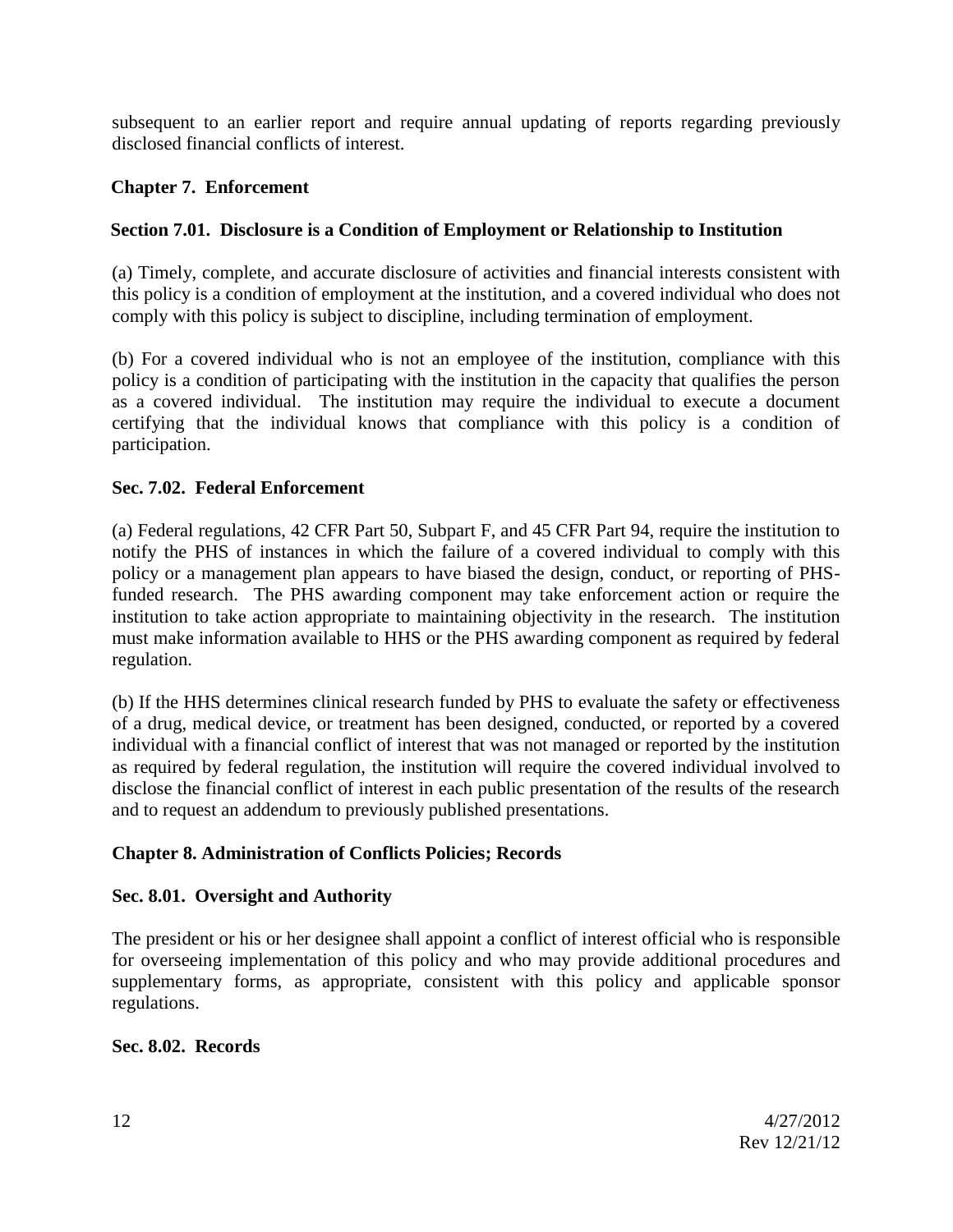subsequent to an earlier report and require annual updating of reports regarding previously disclosed financial conflicts of interest.

## Chapter 7. Enforcement

### Section 7.01. Disclosure is a Condition of Employment or Relationship to Institution

(a) Timely, complete, and accurate disclosure of activities and financial interests consistent with this policy is a condition of employment at the institution, and a covered individual who does not comply with this policy is subject to discipline, including termination of employment.

(b) For a covered individual who is not an employee of the institution, compliance with this policy is a condition of participating with the institution in the capacity that qualifies the person as a covered individual. The institution may require the individual to execute a document certifying that the individual knows that compliance with this policy is a condition of participation.

### Sec. 7.02. Federal Enforcement

(a) Federal regulations, 42 CFR Part 50, Subpart F, and 45 CFR Part 94, require the institution to notify the PHS of instances in which the failure of a covered individual to comply with this policy or a management plan appears to have biased the design, conduct, or reporting of PHS-funded research. The PHS awarding component may take enforcement action or require the institution to take action appropriate to maintaining objectivity in the research. The institution must make information available to HHS or the PHS awarding component as required by federal regulation.

(b) If the HHS determines clinical research funded by PHS to evaluate the safety or effectiveness of a drug, medical device, or treatment has been designed, conducted, or reported by a covered individual with a financial conflict of interest that was not managed or reported by the institution as required by federal regulation, the institution will require the covered individual involved to disclose the financial conflict of interest in each public presentation of the results of the research and to request an addendum to previously published presentations.

## Chapter 8. Administration of Conflicts Policies; Records

### Sec. 8.01. Oversight and Authority

The president or his or her designee shall appoint a conflict of interest official who is responsible for overseeing implementation of this policy and who may provide additional procedures and supplementary forms, as appropriate, consistent with this policy and applicable sponsor regulations.

### Sec. 8.02. Records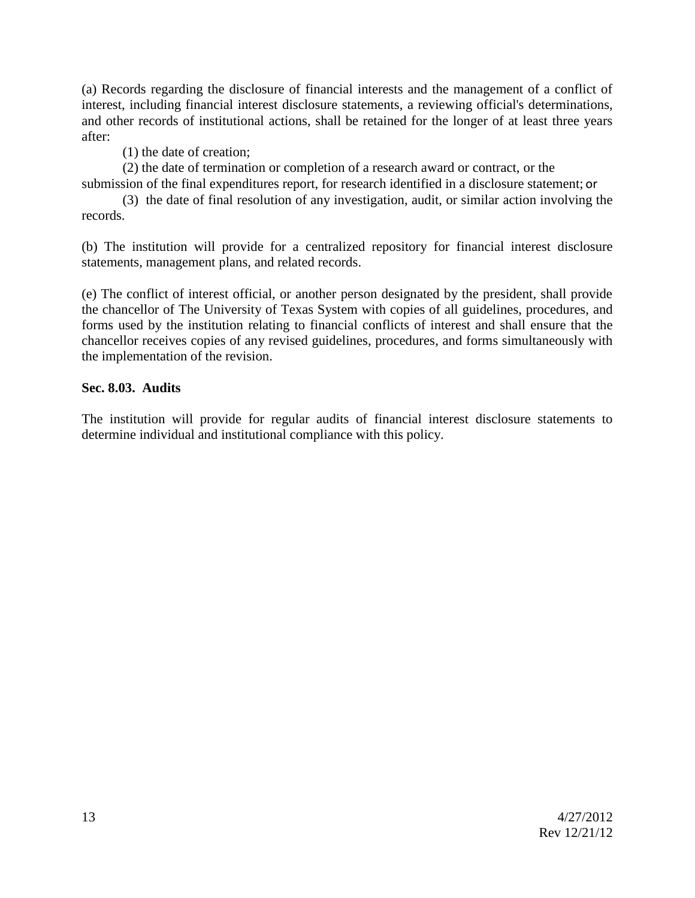(a) Records regarding the disclosure of financial interests and the management of a conflict of interest, including financial interest disclosure statements, a reviewing official's determinations, and other records of institutional actions, shall be retained for the longer of at least three years after:

(1) the date of creation;

(2) the date of termination or completion of a research award or contract, or the submission of the final expenditures report, for research identified in a disclosure statement; or

(3) the date of final resolution of any investigation, audit, or similar action involving the records.

(b) The institution will provide for a centralized repository for financial interest disclosure statements, management plans, and related records.

(e) The conflict of interest official, or another person designated by the president, shall provide the chancellor of The University of Texas System with copies of all guidelines, procedures, and forms used by the institution relating to financial conflicts of interest and shall ensure that the chancellor receives copies of any revised guidelines, procedures, and forms simultaneously with the implementation of the revision.

**Sec. 8.03. Audits**

The institution will provide for regular audits of financial interest disclosure statements to determine individual and institutional compliance with this policy.